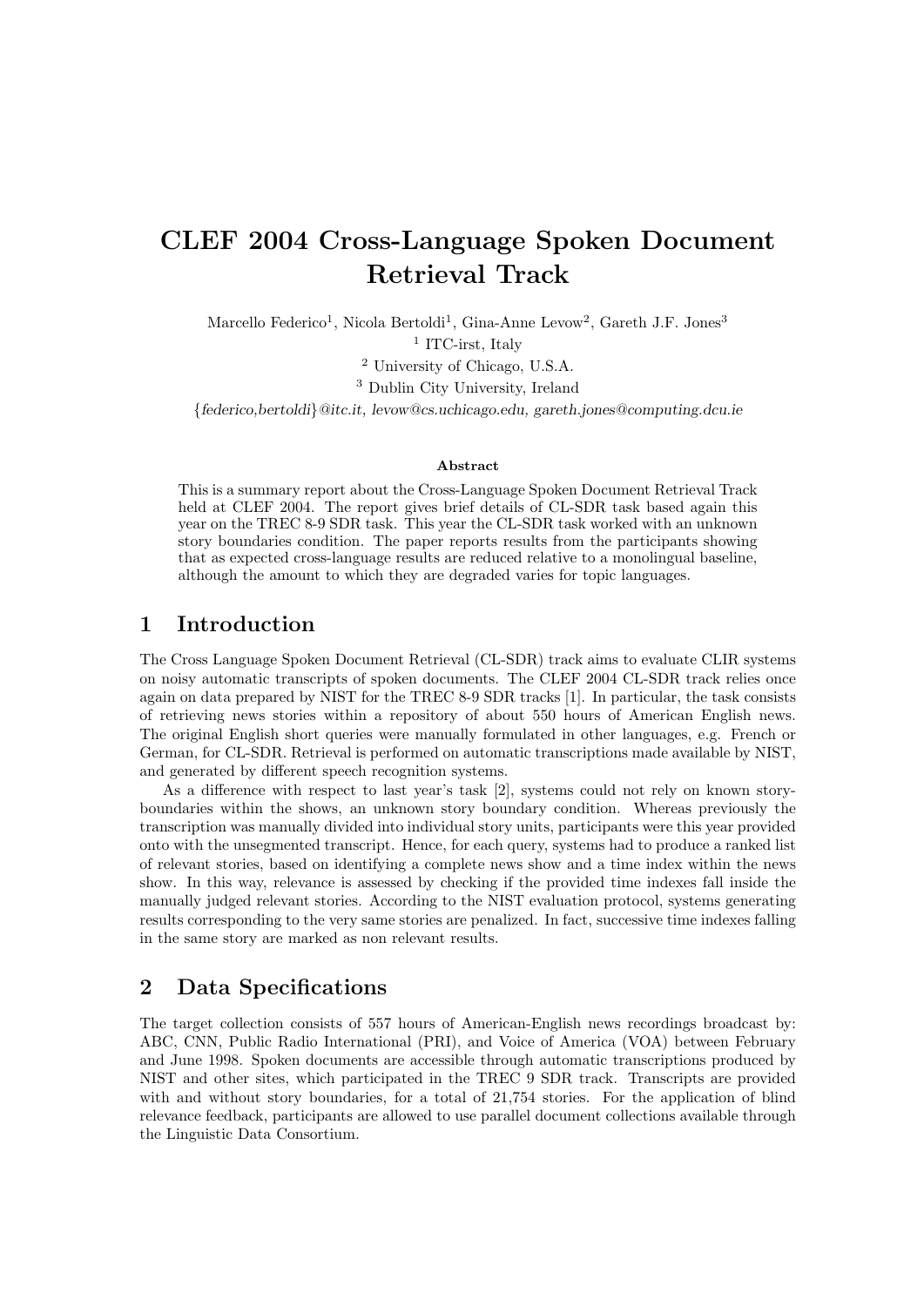# CLEF 2004 Cross-Language Spoken Document Retrieval Track

Marcello Federico[1], Nicola Bertoldi[1], Gina-Anne Levow[2], Gareth J.F. Jones[3]

[1] ITC-irst, Italy

[2] University of Chicago, U.S.A.

[3] Dublin City University, Ireland

{*federico,bertoldi*}*@itc.it*, *levow@cs.uchicago.edu*, *gareth.jones@computing.dcu.ie*

**Abstract**

This is a summary report about the Cross-Language Spoken Document Retrieval Track held at CLEF 2004. The report gives brief details of CL-SDR task based again this year on the TREC 8-9 SDR task. This year the CL-SDR task worked with an unknown story boundaries condition. The paper reports results from the participants showing that as expected cross-language results are reduced relative to a monolingual baseline, although the amount to which they are degraded varies for topic languages.

## 1 Introduction

The Cross Language Spoken Document Retrieval (CL-SDR) track aims to evaluate CLIR systems on noisy automatic transcripts of spoken documents. The CLEF 2004 CL-SDR track relies once again on data prepared by NIST for the TREC 8-9 SDR tracks [1]. In particular, the task consists of retrieving news stories within a repository of about 550 hours of American English news. The original English short queries were manually formulated in other languages, e.g. French or German, for CL-SDR. Retrieval is performed on automatic transcriptions made available by NIST, and generated by different speech recognition systems.

As a difference with respect to last year's task [2], systems could not rely on known story-boundaries within the shows, an unknown story boundary condition. Whereas previously the transcription was manually divided into individual story units, participants were this year provided onto with the unsegmented transcript. Hence, for each query, systems had to produce a ranked list of relevant stories, based on identifying a complete news show and a time index within the news show. In this way, relevance is assessed by checking if the provided time indexes fall inside the manually judged relevant stories. According to the NIST evaluation protocol, systems generating results corresponding to the very same stories are penalized. In fact, successive time indexes falling in the same story are marked as non relevant results.

## 2 Data Specifications

The target collection consists of 557 hours of American-English news recordings broadcast by: ABC, CNN, Public Radio International (PRI), and Voice of America (VOA) between February and June 1998. Spoken documents are accessible through automatic transcriptions produced by NIST and other sites, which participated in the TREC 9 SDR track. Transcripts are provided with and without story boundaries, for a total of 21,754 stories. For the application of blind relevance feedback, participants are allowed to use parallel document collections available through the Linguistic Data Consortium.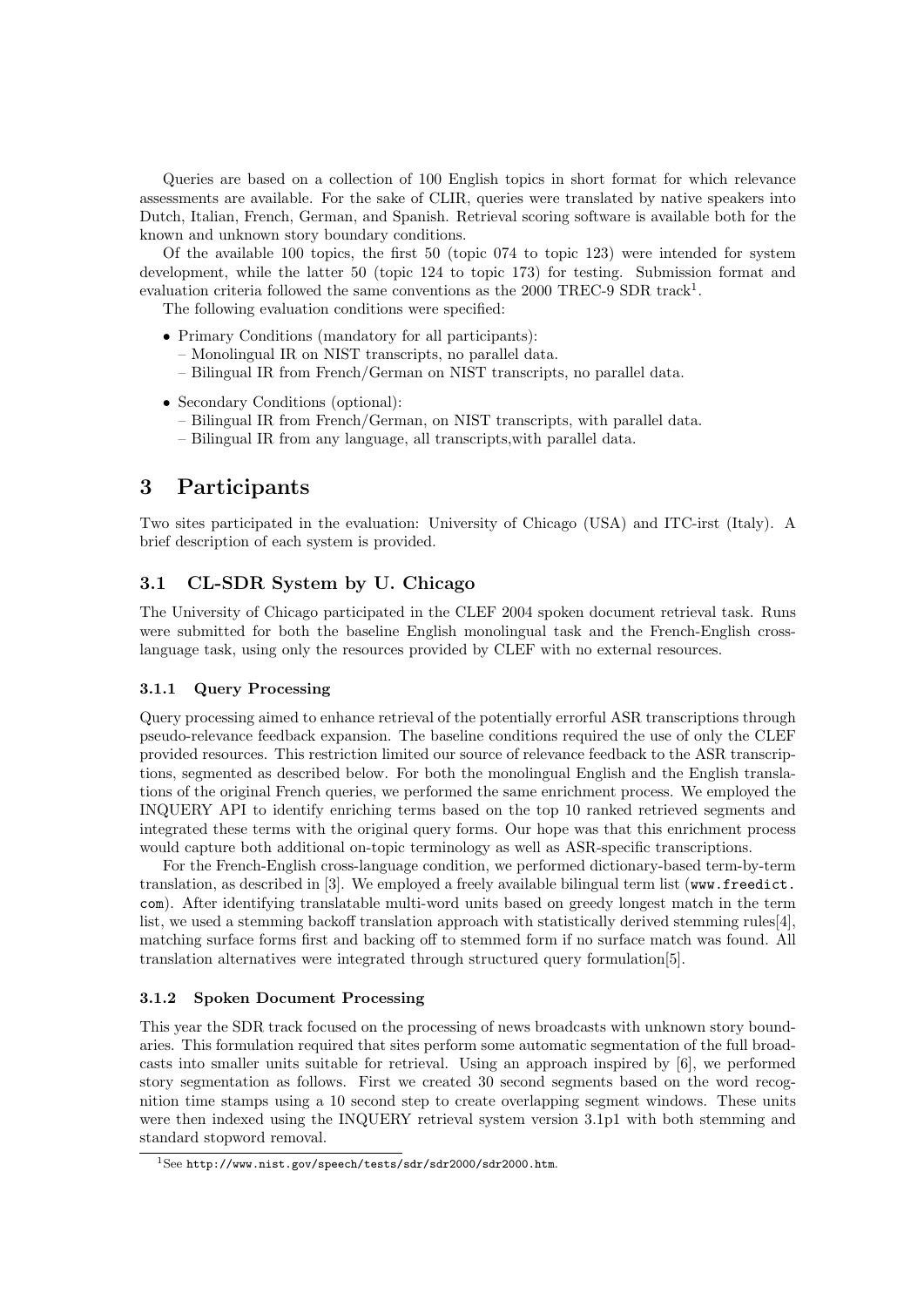Queries are based on a collection of 100 English topics in short format for which relevance assessments are available. For the sake of CLIR, queries were translated by native speakers into Dutch, Italian, French, German, and Spanish. Retrieval scoring software is available both for the known and unknown story boundary conditions.

Of the available 100 topics, the first 50 (topic 074 to topic 123) were intended for system development, while the latter 50 (topic 124 to topic 173) for testing. Submission format and evaluation criteria followed the same conventions as the 2000 TREC-9 SDR track[1].

The following evaluation conditions were specified:

- Primary Conditions (mandatory for all participants):
  - Monolingual IR on NIST transcripts, no parallel data.
  - Bilingual IR from French/German on NIST transcripts, no parallel data.
- Secondary Conditions (optional):
  - Bilingual IR from French/German, on NIST transcripts, with parallel data.
  - Bilingual IR from any language, all transcripts,with parallel data.

# 3 Participants

Two sites participated in the evaluation: University of Chicago (USA) and ITC-irst (Italy). A brief description of each system is provided.

## 3.1 CL-SDR System by U. Chicago

The University of Chicago participated in the CLEF 2004 spoken document retrieval task. Runs were submitted for both the baseline English monolingual task and the French-English cross-language task, using only the resources provided by CLEF with no external resources.

### 3.1.1 Query Processing

Query processing aimed to enhance retrieval of the potentially errorful ASR transcriptions through pseudo-relevance feedback expansion. The baseline conditions required the use of only the CLEF provided resources. This restriction limited our source of relevance feedback to the ASR transcriptions, segmented as described below. For both the monolingual English and the English translations of the original French queries, we performed the same enrichment process. We employed the INQUERY API to identify enriching terms based on the top 10 ranked retrieved segments and integrated these terms with the original query forms. Our hope was that this enrichment process would capture both additional on-topic terminology as well as ASR-specific transcriptions.

For the French-English cross-language condition, we performed dictionary-based term-by-term translation, as described in [3]. We employed a freely available bilingual term list (`www.freedict.com`). After identifying translatable multi-word units based on greedy longest match in the term list, we used a stemming backoff translation approach with statistically derived stemming rules[4], matching surface forms first and backing off to stemmed form if no surface match was found. All translation alternatives were integrated through structured query formulation[5].

### 3.1.2 Spoken Document Processing

This year the SDR track focused on the processing of news broadcasts with unknown story boundaries. This formulation required that sites perform some automatic segmentation of the full broadcasts into smaller units suitable for retrieval. Using an approach inspired by [6], we performed story segmentation as follows. First we created 30 second segments based on the word recognition time stamps using a 10 second step to create overlapping segment windows. These units were then indexed using the INQUERY retrieval system version 3.1p1 with both stemming and standard stopword removal.

[1] See `http://www.nist.gov/speech/tests/sdr/sdr2000/sdr2000.htm`.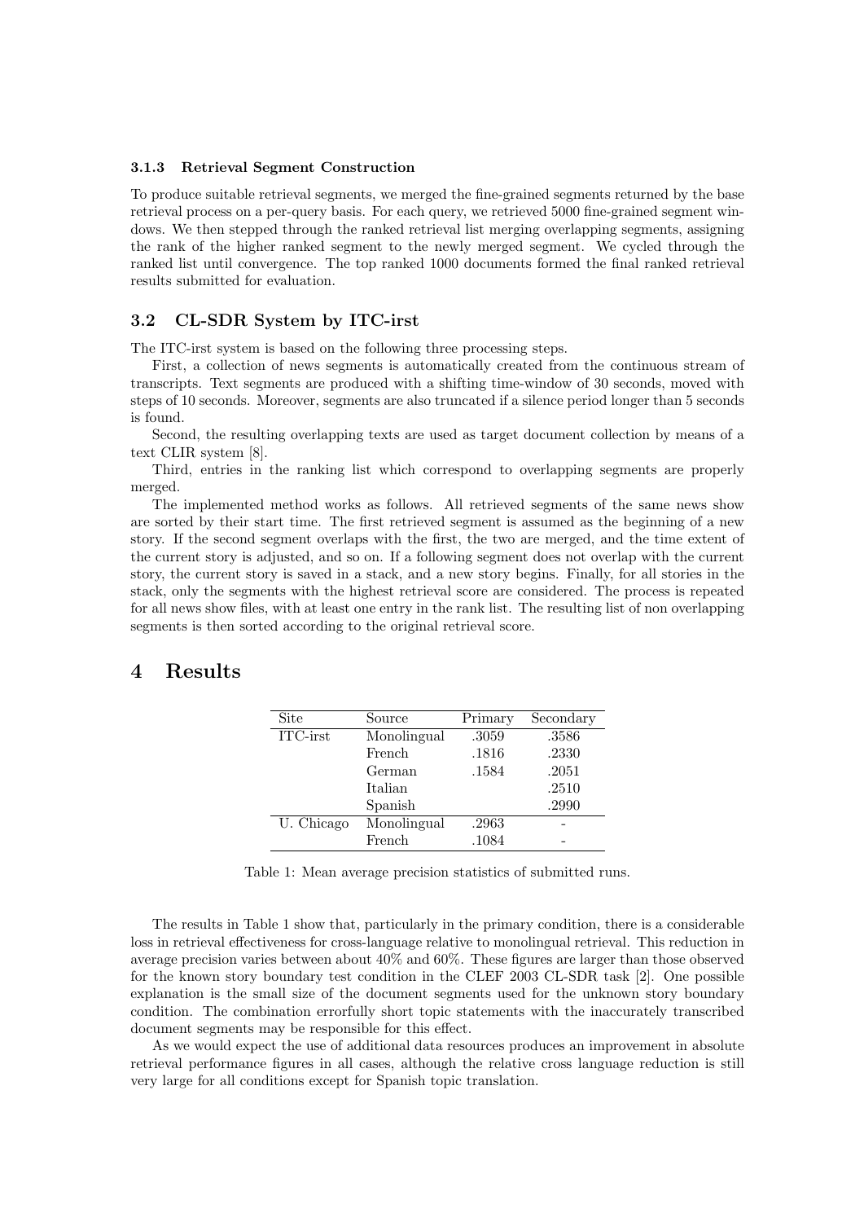#### 3.1.3 Retrieval Segment Construction

To produce suitable retrieval segments, we merged the fine-grained segments returned by the base retrieval process on a per-query basis. For each query, we retrieved 5000 fine-grained segment windows. We then stepped through the ranked retrieval list merging overlapping segments, assigning the rank of the higher ranked segment to the newly merged segment. We cycled through the ranked list until convergence. The top ranked 1000 documents formed the final ranked retrieval results submitted for evaluation.

### 3.2 CL-SDR System by ITC-irst

The ITC-irst system is based on the following three processing steps.

First, a collection of news segments is automatically created from the continuous stream of transcripts. Text segments are produced with a shifting time-window of 30 seconds, moved with steps of 10 seconds. Moreover, segments are also truncated if a silence period longer than 5 seconds is found.

Second, the resulting overlapping texts are used as target document collection by means of a text CLIR system [8].

Third, entries in the ranking list which correspond to overlapping segments are properly merged.

The implemented method works as follows. All retrieved segments of the same news show are sorted by their start time. The first retrieved segment is assumed as the beginning of a new story. If the second segment overlaps with the first, the two are merged, and the time extent of the current story is adjusted, and so on. If a following segment does not overlap with the current story, the current story is saved in a stack, and a new story begins. Finally, for all stories in the stack, only the segments with the highest retrieval score are considered. The process is repeated for all news show files, with at least one entry in the rank list. The resulting list of non overlapping segments is then sorted according to the original retrieval score.

## 4 Results

| Site | Source | Primary | Secondary |
|---|---|---|---|
| ITC-irst | Monolingual | .3059 | .3586 |
| | French | .1816 | .2330 |
| | German | .1584 | .2051 |
| | Italian | | .2510 |
| | Spanish | | .2990 |
| U. Chicago | Monolingual | .2963 | - |
| | French | .1084 | - |

Table 1: Mean average precision statistics of submitted runs.

The results in Table 1 show that, particularly in the primary condition, there is a considerable loss in retrieval effectiveness for cross-language relative to monolingual retrieval. This reduction in average precision varies between about 40% and 60%. These figures are larger than those observed for the known story boundary test condition in the CLEF 2003 CL-SDR task [2]. One possible explanation is the small size of the document segments used for the unknown story boundary condition. The combination errorfully short topic statements with the inaccurately transcribed document segments may be responsible for this effect.

As we would expect the use of additional data resources produces an improvement in absolute retrieval performance figures in all cases, although the relative cross language reduction is still very large for all conditions except for Spanish topic translation.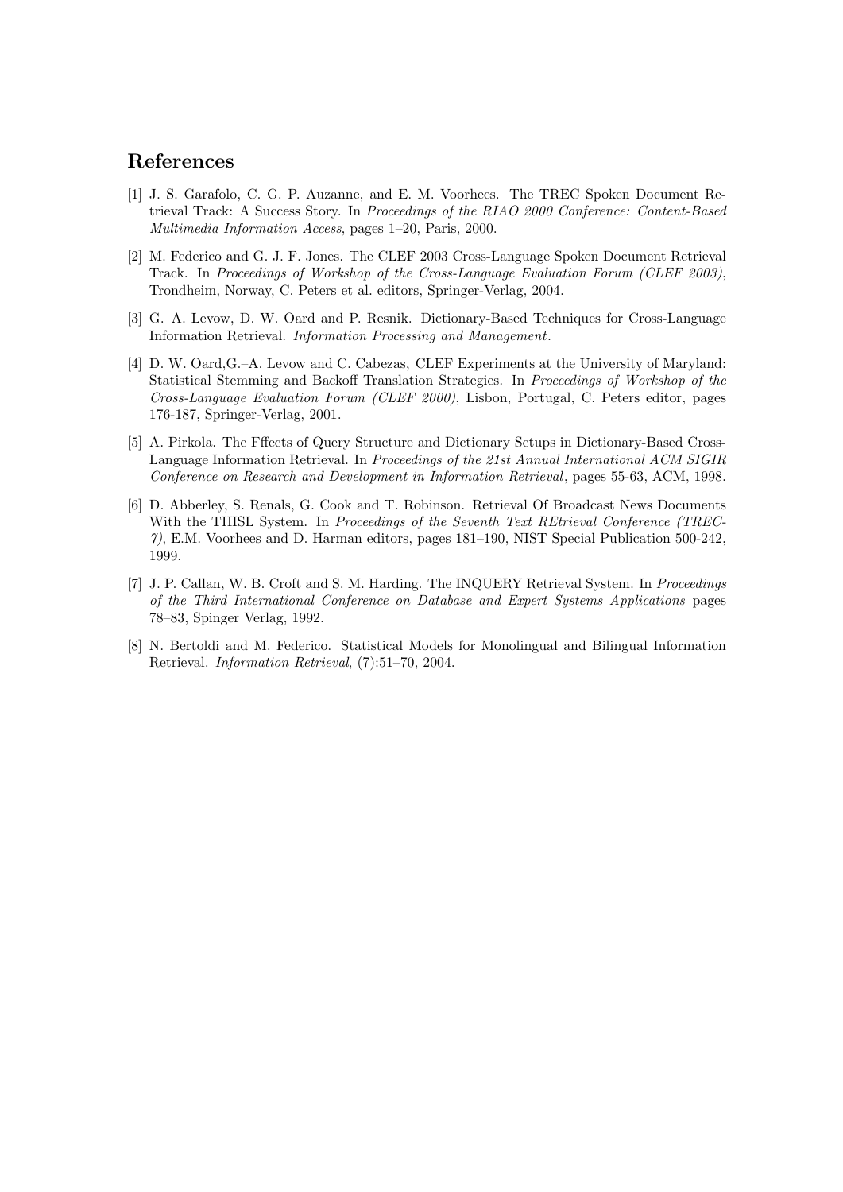## References

[1] J. S. Garafolo, C. G. P. Auzanne, and E. M. Voorhees. The TREC Spoken Document Retrieval Track: A Success Story. In *Proceedings of the RIAO 2000 Conference: Content-Based Multimedia Information Access*, pages 1–20, Paris, 2000.

[2] M. Federico and G. J. F. Jones. The CLEF 2003 Cross-Language Spoken Document Retrieval Track. In *Proceedings of Workshop of the Cross-Language Evaluation Forum (CLEF 2003)*, Trondheim, Norway, C. Peters et al. editors, Springer-Verlag, 2004.

[3] G.–A. Levow, D. W. Oard and P. Resnik. Dictionary-Based Techniques for Cross-Language Information Retrieval. *Information Processing and Management*.

[4] D. W. Oard,G.–A. Levow and C. Cabezas, CLEF Experiments at the University of Maryland: Statistical Stemming and Backoff Translation Strategies. In *Proceedings of Workshop of the Cross-Language Evaluation Forum (CLEF 2000)*, Lisbon, Portugal, C. Peters editor, pages 176-187, Springer-Verlag, 2001.

[5] A. Pirkola. The Fffects of Query Structure and Dictionary Setups in Dictionary-Based Cross-Language Information Retrieval. In *Proceedings of the 21st Annual International ACM SIGIR Conference on Research and Development in Information Retrieval*, pages 55-63, ACM, 1998.

[6] D. Abberley, S. Renals, G. Cook and T. Robinson. Retrieval Of Broadcast News Documents With the THISL System. In *Proceedings of the Seventh Text REtrieval Conference (TREC-7)*, E.M. Voorhees and D. Harman editors, pages 181–190, NIST Special Publication 500-242, 1999.

[7] J. P. Callan, W. B. Croft and S. M. Harding. The INQUERY Retrieval System. In *Proceedings of the Third International Conference on Database and Expert Systems Applications* pages 78–83, Spinger Verlag, 1992.

[8] N. Bertoldi and M. Federico. Statistical Models for Monolingual and Bilingual Information Retrieval. *Information Retrieval*, (7):51–70, 2004.